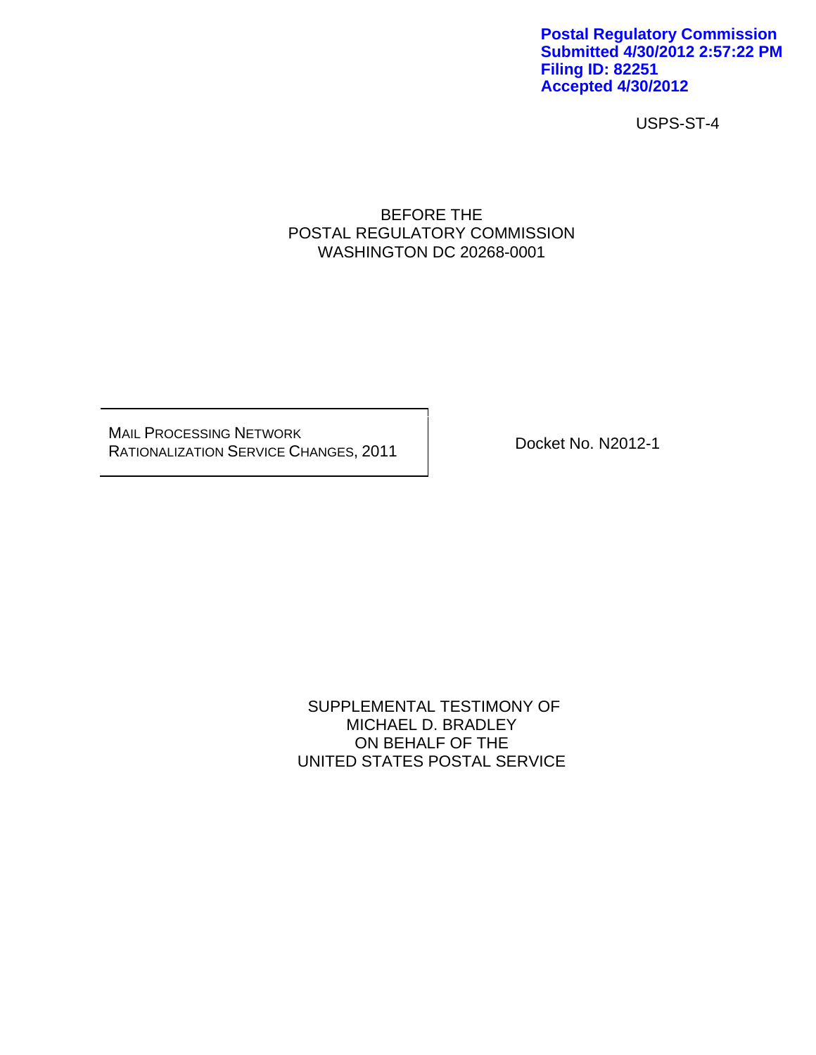**Postal Regulatory Commission**
**Submitted 4/30/2012 2:57:22 PM**
**Filing ID: 82251**
**Accepted 4/30/2012**

USPS-ST-4

BEFORE THE
POSTAL REGULATORY COMMISSION
WASHINGTON DC 20268-0001

| MAIL PROCESSING NETWORK RATIONALIZATION SERVICE CHANGES, 2011 | Docket No. N2012-1 |
| --- | --- |

SUPPLEMENTAL TESTIMONY OF
MICHAEL D. BRADLEY
ON BEHALF OF THE
UNITED STATES POSTAL SERVICE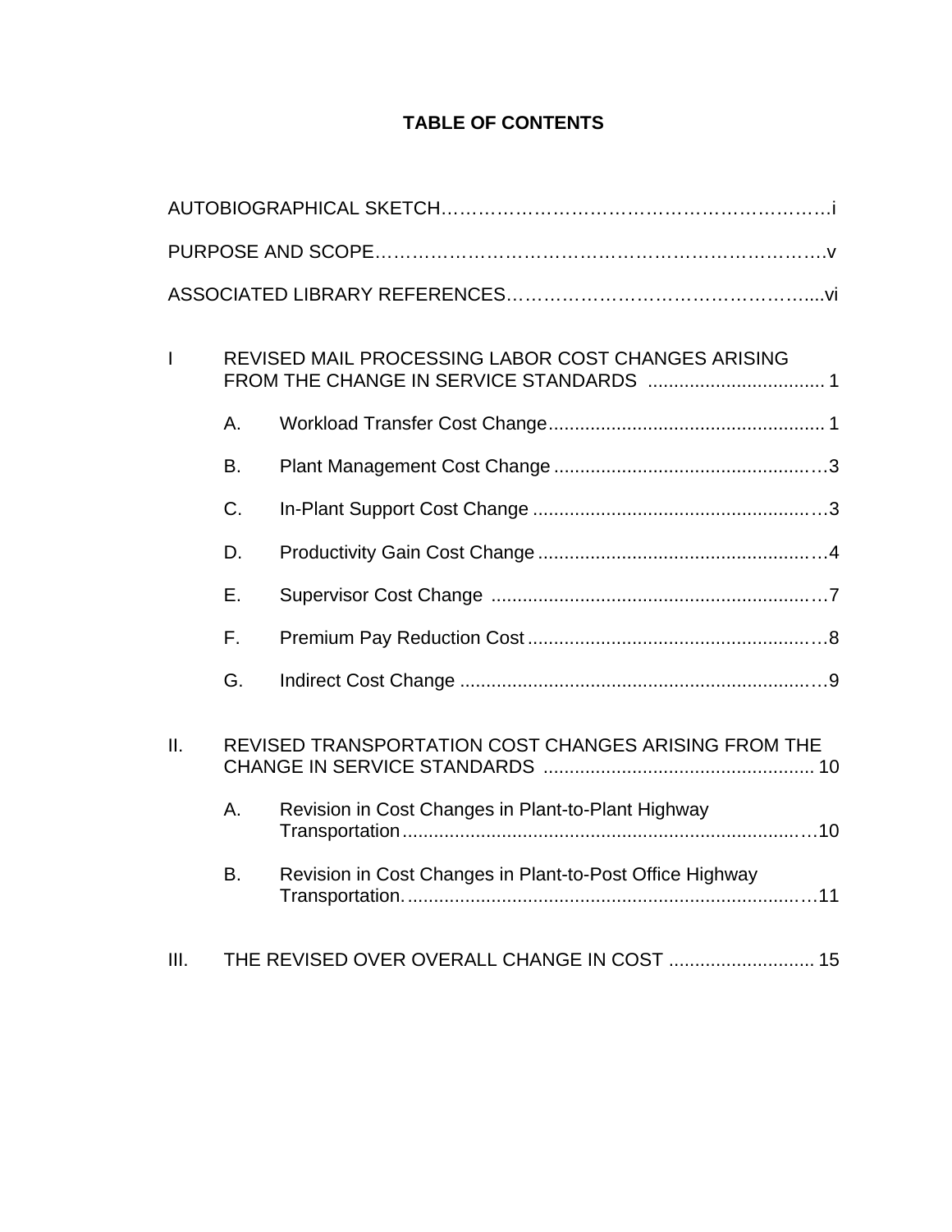# TABLE OF CONTENTS

AUTOBIOGRAPHICAL SKETCH……………………………………………………………i

PURPOSE AND SCOPE……………………………………………………………………v

ASSOCIATED LIBRARY REFERENCES………………………………………….....vi

I REVISED MAIL PROCESSING LABOR COST CHANGES ARISING FROM THE CHANGE IN SERVICE STANDARDS .................................. 1

- A. Workload Transfer Cost Change.................................................... 1
- B. Plant Management Cost Change ..................................................3
- C. In-Plant Support Cost Change ......................................................3
- D. Productivity Gain Cost Change .....................................................4
- E. Supervisor Cost Change ..............................................................7
- F. Premium Pay Reduction Cost ........................................................8
- G. Indirect Cost Change ....................................................................9

II. REVISED TRANSPORTATION COST CHANGES ARISING FROM THE CHANGE IN SERVICE STANDARDS ................................................... 10

- A. Revision in Cost Changes in Plant-to-Plant Highway Transportation.............................................................................10
- B. Revision in Cost Changes in Plant-to-Post Office Highway Transportation. ...........................................................................11

III. THE REVISED OVER OVERALL CHANGE IN COST ............................ 15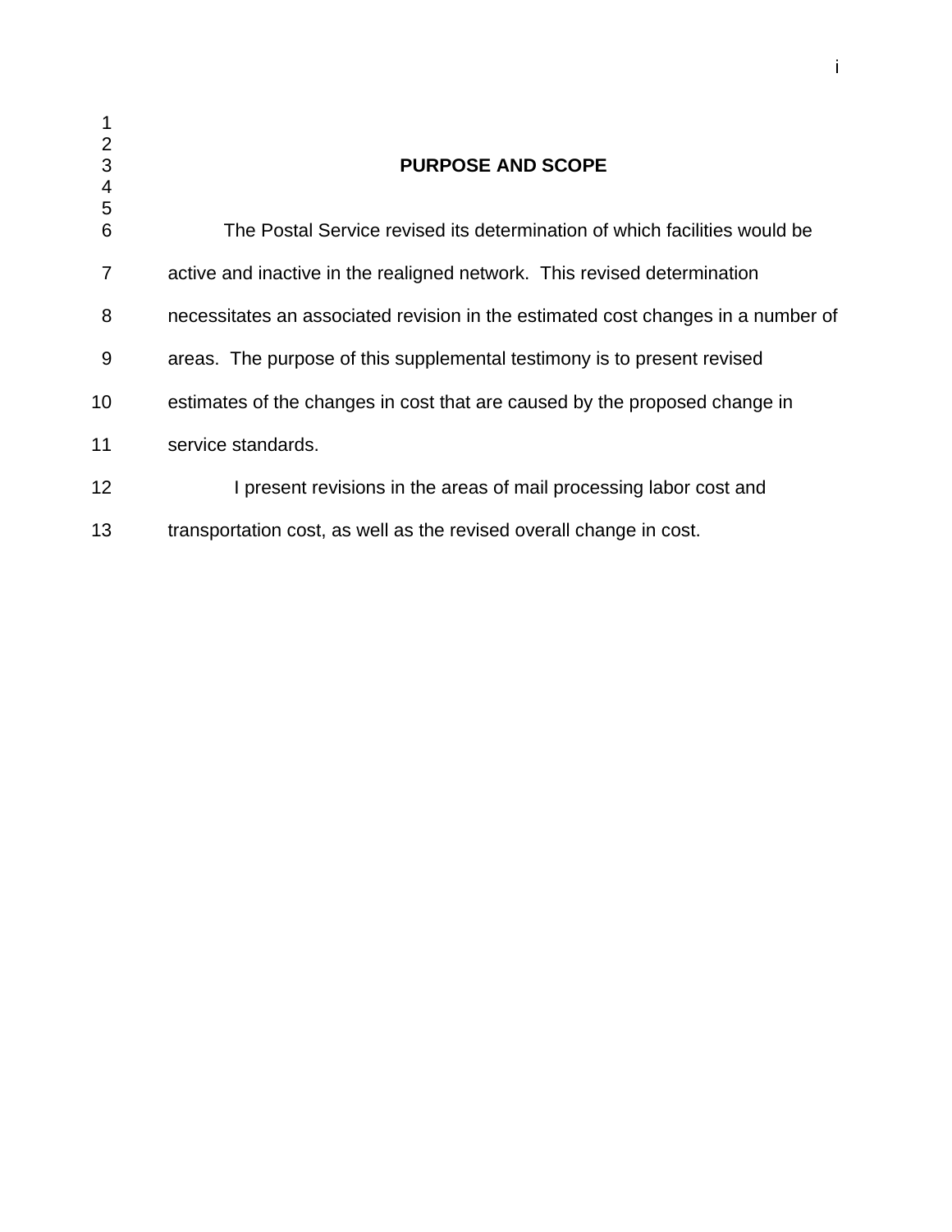## PURPOSE AND SCOPE

The Postal Service revised its determination of which facilities would be active and inactive in the realigned network. This revised determination necessitates an associated revision in the estimated cost changes in a number of areas. The purpose of this supplemental testimony is to present revised estimates of the changes in cost that are caused by the proposed change in service standards.

I present revisions in the areas of mail processing labor cost and transportation cost, as well as the revised overall change in cost.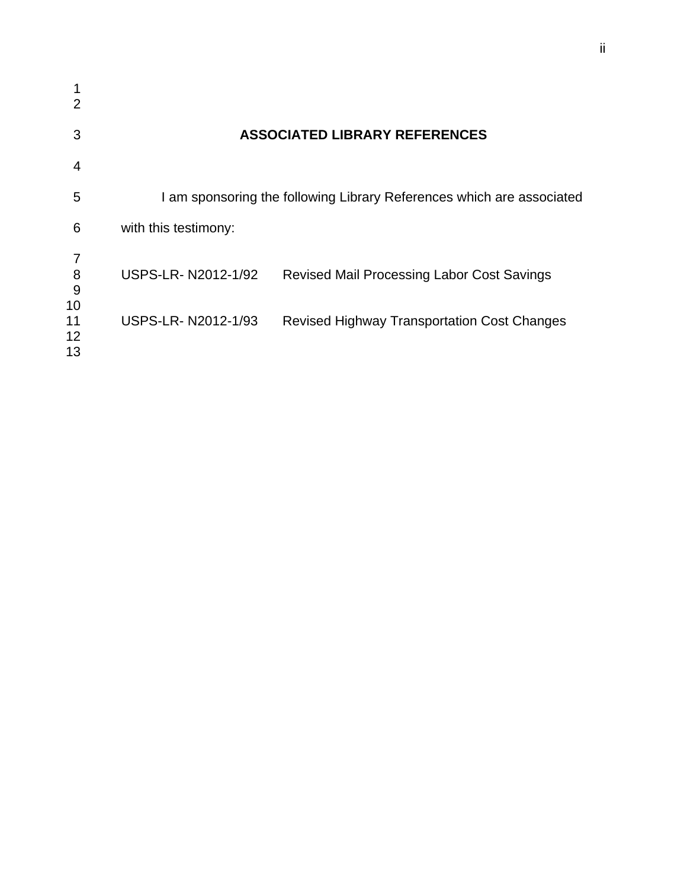## ASSOCIATED LIBRARY REFERENCES

I am sponsoring the following Library References which are associated with this testimony:

| | |
|---|---|
| USPS-LR- N2012-1/92 | Revised Mail Processing Labor Cost Savings |
| USPS-LR- N2012-1/93 | Revised Highway Transportation Cost Changes |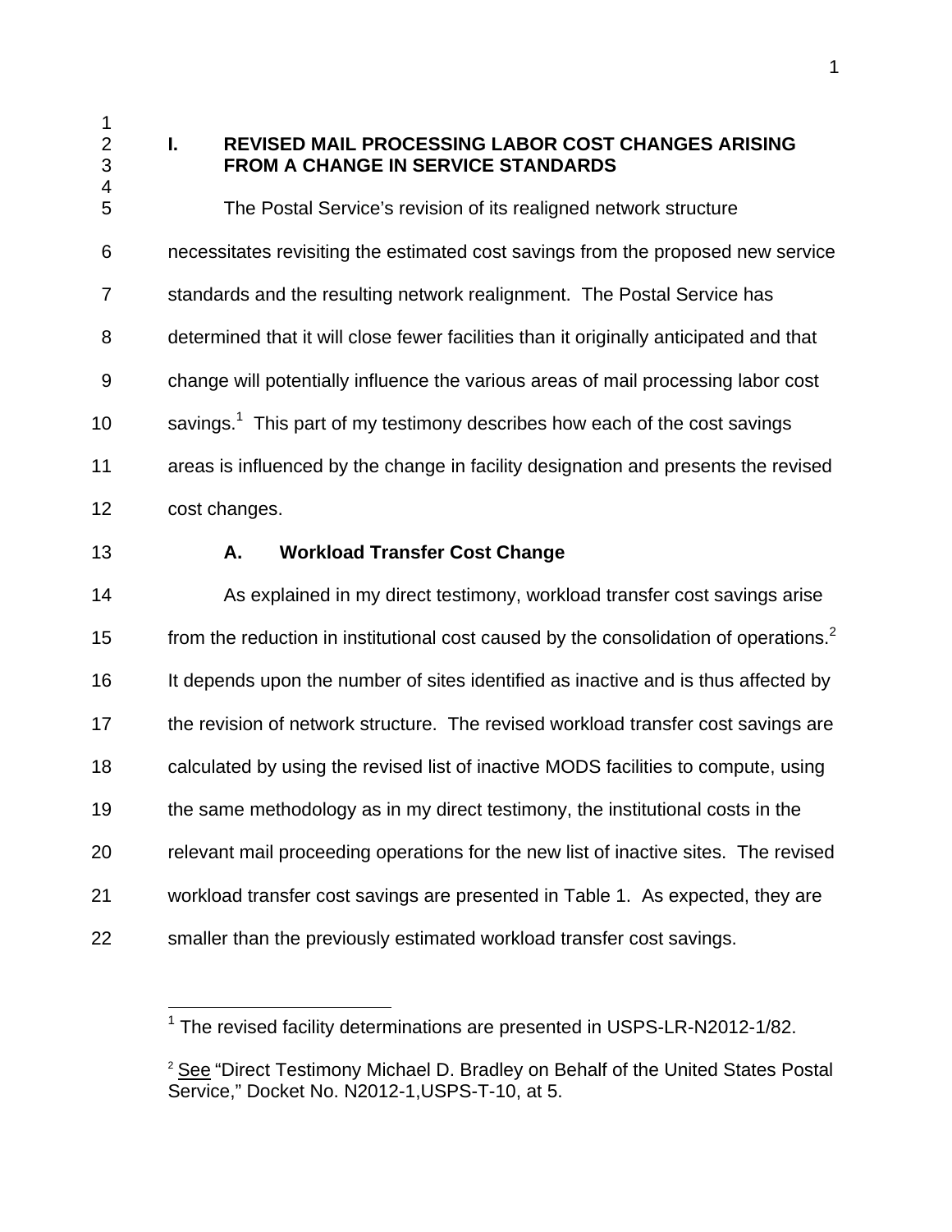## I. REVISED MAIL PROCESSING LABOR COST CHANGES ARISING FROM A CHANGE IN SERVICE STANDARDS

The Postal Service's revision of its realigned network structure necessitates revisiting the estimated cost savings from the proposed new service standards and the resulting network realignment. The Postal Service has determined that it will close fewer facilities than it originally anticipated and that change will potentially influence the various areas of mail processing labor cost savings.[1] This part of my testimony describes how each of the cost savings areas is influenced by the change in facility designation and presents the revised cost changes.

### A. Workload Transfer Cost Change

As explained in my direct testimony, workload transfer cost savings arise from the reduction in institutional cost caused by the consolidation of operations.[2] It depends upon the number of sites identified as inactive and is thus affected by the revision of network structure. The revised workload transfer cost savings are calculated by using the revised list of inactive MODS facilities to compute, using the same methodology as in my direct testimony, the institutional costs in the relevant mail proceeding operations for the new list of inactive sites. The revised workload transfer cost savings are presented in Table 1. As expected, they are smaller than the previously estimated workload transfer cost savings.

---

[1] The revised facility determinations are presented in USPS-LR-N2012-1/82.

[2] See "Direct Testimony Michael D. Bradley on Behalf of the United States Postal Service," Docket No. N2012-1,USPS-T-10, at 5.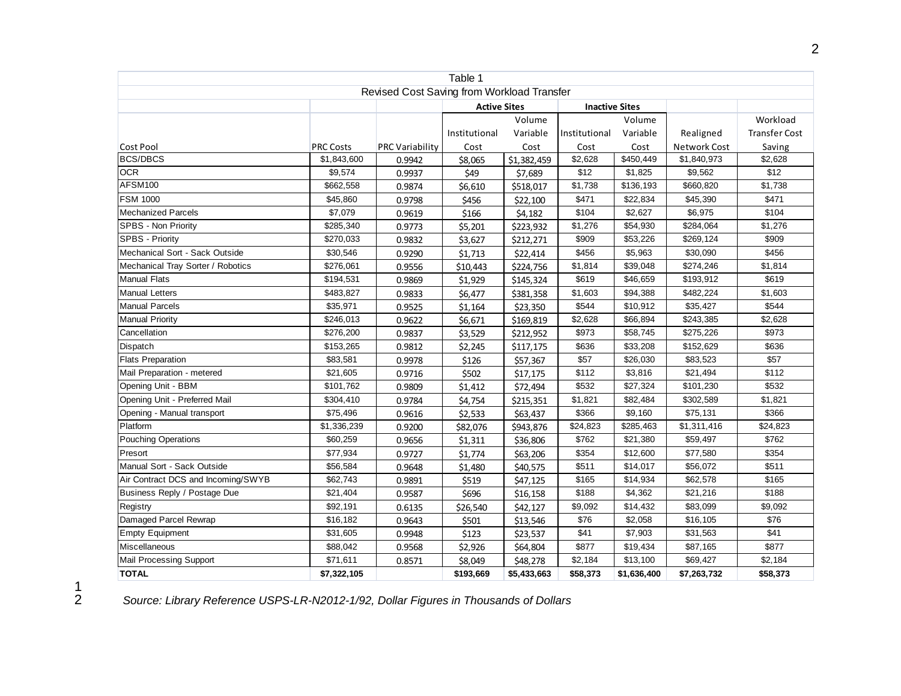| Table 1 | | | | | | | | |
|---|---|---|---|---|---|---|---|---|
| Revised Cost Saving from Workload Transfer | | | | | | | | |
| | | | **Active Sites** | | **Inactive Sites** | | | |
| Cost Pool | PRC Costs | PRC Variability | Institutional Cost | Volume Variable Cost | Institutional Cost | Volume Variable Cost | Realigned Network Cost | Workload Transfer Cost Saving |
| BCS/DBCS | $1,843,600 | 0.9942 | $8,065 | $1,382,459 | $2,628 | $450,449 | $1,840,973 | $2,628 |
| OCR | $9,574 | 0.9937 | $49 | $7,689 | $12 | $1,825 | $9,562 | $12 |
| AFSM100 | $662,558 | 0.9874 | $6,610 | $518,017 | $1,738 | $136,193 | $660,820 | $1,738 |
| FSM 1000 | $45,860 | 0.9798 | $456 | $22,100 | $471 | $22,834 | $45,390 | $471 |
| Mechanized Parcels | $7,079 | 0.9619 | $166 | $4,182 | $104 | $2,627 | $6,975 | $104 |
| SPBS - Non Priority | $285,340 | 0.9773 | $5,201 | $223,932 | $1,276 | $54,930 | $284,064 | $1,276 |
| SPBS - Priority | $270,033 | 0.9832 | $3,627 | $212,271 | $909 | $53,226 | $269,124 | $909 |
| Mechanical Sort - Sack Outside | $30,546 | 0.9290 | $1,713 | $22,414 | $456 | $5,963 | $30,090 | $456 |
| Mechanical Tray Sorter / Robotics | $276,061 | 0.9556 | $10,443 | $224,756 | $1,814 | $39,048 | $274,246 | $1,814 |
| Manual Flats | $194,531 | 0.9869 | $1,929 | $145,324 | $619 | $46,659 | $193,912 | $619 |
| Manual Letters | $483,827 | 0.9833 | $6,477 | $381,358 | $1,603 | $94,388 | $482,224 | $1,603 |
| Manual Parcels | $35,971 | 0.9525 | $1,164 | $23,350 | $544 | $10,912 | $35,427 | $544 |
| Manual Priority | $246,013 | 0.9622 | $6,671 | $169,819 | $2,628 | $66,894 | $243,385 | $2,628 |
| Cancellation | $276,200 | 0.9837 | $3,529 | $212,952 | $973 | $58,745 | $275,226 | $973 |
| Dispatch | $153,265 | 0.9812 | $2,245 | $117,175 | $636 | $33,208 | $152,629 | $636 |
| Flats Preparation | $83,581 | 0.9978 | $126 | $57,367 | $57 | $26,030 | $83,523 | $57 |
| Mail Preparation - metered | $21,605 | 0.9716 | $502 | $17,175 | $112 | $3,816 | $21,494 | $112 |
| Opening Unit - BBM | $101,762 | 0.9809 | $1,412 | $72,494 | $532 | $27,324 | $101,230 | $532 |
| Opening Unit - Preferred Mail | $304,410 | 0.9784 | $4,754 | $215,351 | $1,821 | $82,484 | $302,589 | $1,821 |
| Opening - Manual transport | $75,496 | 0.9616 | $2,533 | $63,437 | $366 | $9,160 | $75,131 | $366 |
| Platform | $1,336,239 | 0.9200 | $82,076 | $943,876 | $24,823 | $285,463 | $1,311,416 | $24,823 |
| Pouching Operations | $60,259 | 0.9656 | $1,311 | $36,806 | $762 | $21,380 | $59,497 | $762 |
| Presort | $77,934 | 0.9727 | $1,774 | $63,206 | $354 | $12,600 | $77,580 | $354 |
| Manual Sort - Sack Outside | $56,584 | 0.9648 | $1,480 | $40,575 | $511 | $14,017 | $56,072 | $511 |
| Air Contract DCS and Incoming/SWYB | $62,743 | 0.9891 | $519 | $47,125 | $165 | $14,934 | $62,578 | $165 |
| Business Reply / Postage Due | $21,404 | 0.9587 | $696 | $16,158 | $188 | $4,362 | $21,216 | $188 |
| Registry | $92,191 | 0.6135 | $26,540 | $42,127 | $9,092 | $14,432 | $83,099 | $9,092 |
| Damaged Parcel Rewrap | $16,182 | 0.9643 | $501 | $13,546 | $76 | $2,058 | $16,105 | $76 |
| Empty Equipment | $31,605 | 0.9948 | $123 | $23,537 | $41 | $7,903 | $31,563 | $41 |
| Miscellaneous | $88,042 | 0.9568 | $2,926 | $64,804 | $877 | $19,434 | $87,165 | $877 |
| Mail Processing Support | $71,611 | 0.8571 | $8,049 | $48,278 | $2,184 | $13,100 | $69,427 | $2,184 |
| **TOTAL** | **$7,322,105** | | **$193,669** | **$5,433,663** | **$58,373** | **$1,636,400** | **$7,263,732** | **$58,373** |

*Source: Library Reference USPS-LR-N2012-1/92, Dollar Figures in Thousands of Dollars*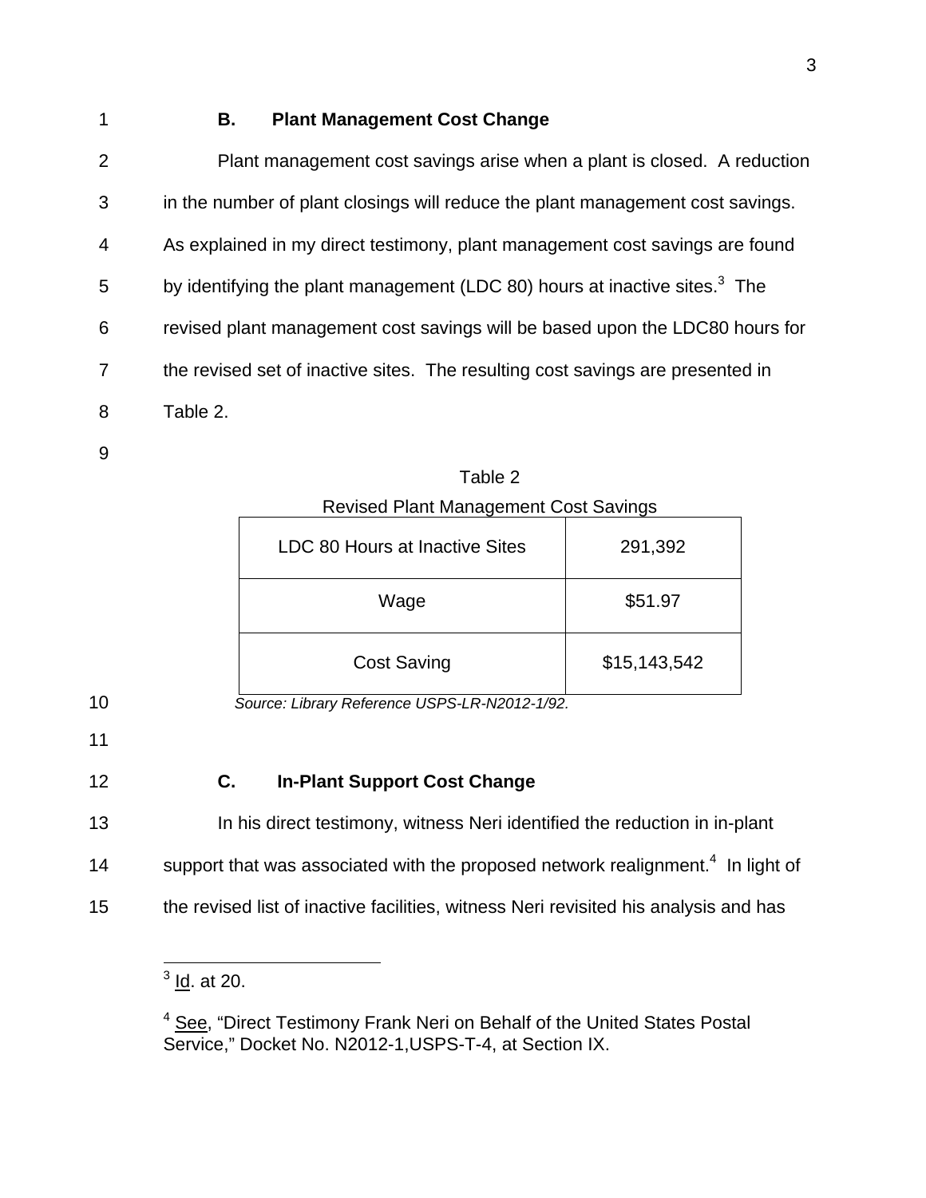### B. Plant Management Cost Change

Plant management cost savings arise when a plant is closed. A reduction in the number of plant closings will reduce the plant management cost savings. As explained in my direct testimony, plant management cost savings are found by identifying the plant management (LDC 80) hours at inactive sites.[3] The revised plant management cost savings will be based upon the LDC80 hours for the revised set of inactive sites. The resulting cost savings are presented in Table 2.

Table 2
Revised Plant Management Cost Savings

| | |
|---|---|
| LDC 80 Hours at Inactive Sites | 291,392 |
| Wage | $51.97 |
| Cost Saving | $15,143,542 |

*Source: Library Reference USPS-LR-N2012-1/92.*

### C. In-Plant Support Cost Change

In his direct testimony, witness Neri identified the reduction in in-plant support that was associated with the proposed network realignment.[4] In light of the revised list of inactive facilities, witness Neri revisited his analysis and has

---

[3] Id. at 20.

[4] See, "Direct Testimony Frank Neri on Behalf of the United States Postal Service," Docket No. N2012-1,USPS-T-4, at Section IX.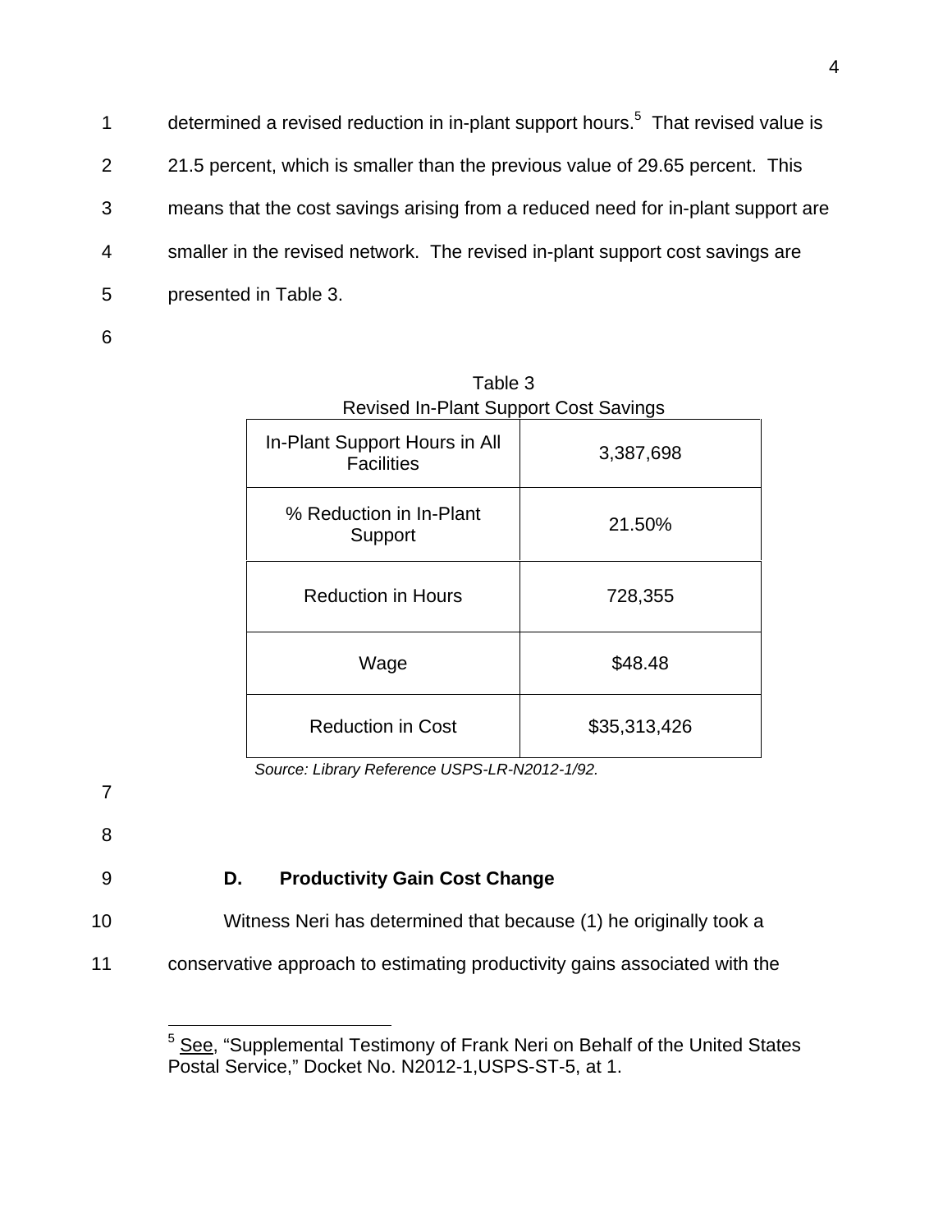determined a revised reduction in in-plant support hours.[5] That revised value is 21.5 percent, which is smaller than the previous value of 29.65 percent. This means that the cost savings arising from a reduced need for in-plant support are smaller in the revised network. The revised in-plant support cost savings are presented in Table 3.

Table 3
Revised In-Plant Support Cost Savings

| | |
|---|---|
| In-Plant Support Hours in All Facilities | 3,387,698 |
| % Reduction in In-Plant Support | 21.50% |
| Reduction in Hours | 728,355 |
| Wage | $48.48 |
| Reduction in Cost | $35,313,426 |

*Source: Library Reference USPS-LR-N2012-1/92.*

### D. Productivity Gain Cost Change

Witness Neri has determined that because (1) he originally took a conservative approach to estimating productivity gains associated with the

---

[5] See, "Supplemental Testimony of Frank Neri on Behalf of the United States Postal Service," Docket No. N2012-1,USPS-ST-5, at 1.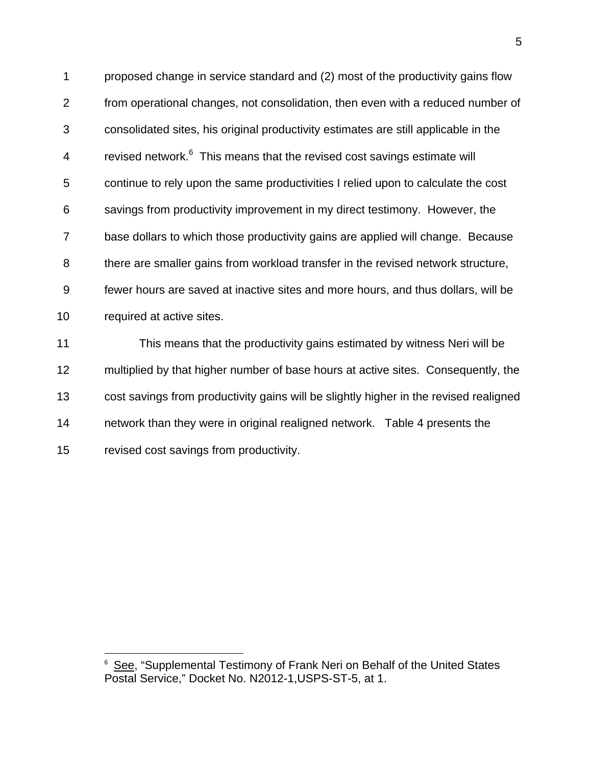proposed change in service standard and (2) most of the productivity gains flow from operational changes, not consolidation, then even with a reduced number of consolidated sites, his original productivity estimates are still applicable in the revised network.[6] This means that the revised cost savings estimate will continue to rely upon the same productivities I relied upon to calculate the cost savings from productivity improvement in my direct testimony. However, the base dollars to which those productivity gains are applied will change. Because there are smaller gains from workload transfer in the revised network structure, fewer hours are saved at inactive sites and more hours, and thus dollars, will be required at active sites.

This means that the productivity gains estimated by witness Neri will be multiplied by that higher number of base hours at active sites. Consequently, the cost savings from productivity gains will be slightly higher in the revised realigned network than they were in original realigned network. Table 4 presents the revised cost savings from productivity.

---

[6] See, "Supplemental Testimony of Frank Neri on Behalf of the United States Postal Service," Docket No. N2012-1,USPS-ST-5, at 1.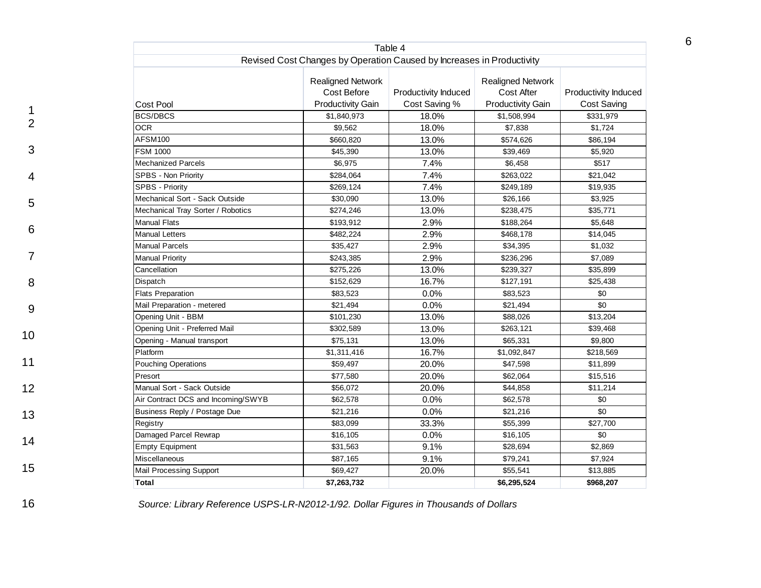Table 4

Revised Cost Changes by Operation Caused by Increases in Productivity

| Cost Pool | Realigned Network Cost Before Productivity Gain | Productivity Induced Cost Saving % | Realigned Network Cost After Productivity Gain | Productivity Induced Cost Saving |
|---|---|---|---|---|
| BCS/DBCS | $1,840,973 | 18.0% | $1,508,994 | $331,979 |
| OCR | $9,562 | 18.0% | $7,838 | $1,724 |
| AFSM100 | $660,820 | 13.0% | $574,626 | $86,194 |
| FSM 1000 | $45,390 | 13.0% | $39,469 | $5,920 |
| Mechanized Parcels | $6,975 | 7.4% | $6,458 | $517 |
| SPBS - Non Priority | $284,064 | 7.4% | $263,022 | $21,042 |
| SPBS - Priority | $269,124 | 7.4% | $249,189 | $19,935 |
| Mechanical Sort - Sack Outside | $30,090 | 13.0% | $26,166 | $3,925 |
| Mechanical Tray Sorter / Robotics | $274,246 | 13.0% | $238,475 | $35,771 |
| Manual Flats | $193,912 | 2.9% | $188,264 | $5,648 |
| Manual Letters | $482,224 | 2.9% | $468,178 | $14,045 |
| Manual Parcels | $35,427 | 2.9% | $34,395 | $1,032 |
| Manual Priority | $243,385 | 2.9% | $236,296 | $7,089 |
| Cancellation | $275,226 | 13.0% | $239,327 | $35,899 |
| Dispatch | $152,629 | 16.7% | $127,191 | $25,438 |
| Flats Preparation | $83,523 | 0.0% | $83,523 | $0 |
| Mail Preparation - metered | $21,494 | 0.0% | $21,494 | $0 |
| Opening Unit - BBM | $101,230 | 13.0% | $88,026 | $13,204 |
| Opening Unit - Preferred Mail | $302,589 | 13.0% | $263,121 | $39,468 |
| Opening - Manual transport | $75,131 | 13.0% | $65,331 | $9,800 |
| Platform | $1,311,416 | 16.7% | $1,092,847 | $218,569 |
| Pouching Operations | $59,497 | 20.0% | $47,598 | $11,899 |
| Presort | $77,580 | 20.0% | $62,064 | $15,516 |
| Manual Sort - Sack Outside | $56,072 | 20.0% | $44,858 | $11,214 |
| Air Contract DCS and Incoming/SWYB | $62,578 | 0.0% | $62,578 | $0 |
| Business Reply / Postage Due | $21,216 | 0.0% | $21,216 | $0 |
| Registry | $83,099 | 33.3% | $55,399 | $27,700 |
| Damaged Parcel Rewrap | $16,105 | 0.0% | $16,105 | $0 |
| Empty Equipment | $31,563 | 9.1% | $28,694 | $2,869 |
| Miscellaneous | $87,165 | 9.1% | $79,241 | $7,924 |
| Mail Processing Support | $69,427 | 20.0% | $55,541 | $13,885 |
| **Total** | **$7,263,732** | | **$6,295,524** | **$968,207** |

*Source: Library Reference USPS-LR-N2012-1/92. Dollar Figures in Thousands of Dollars*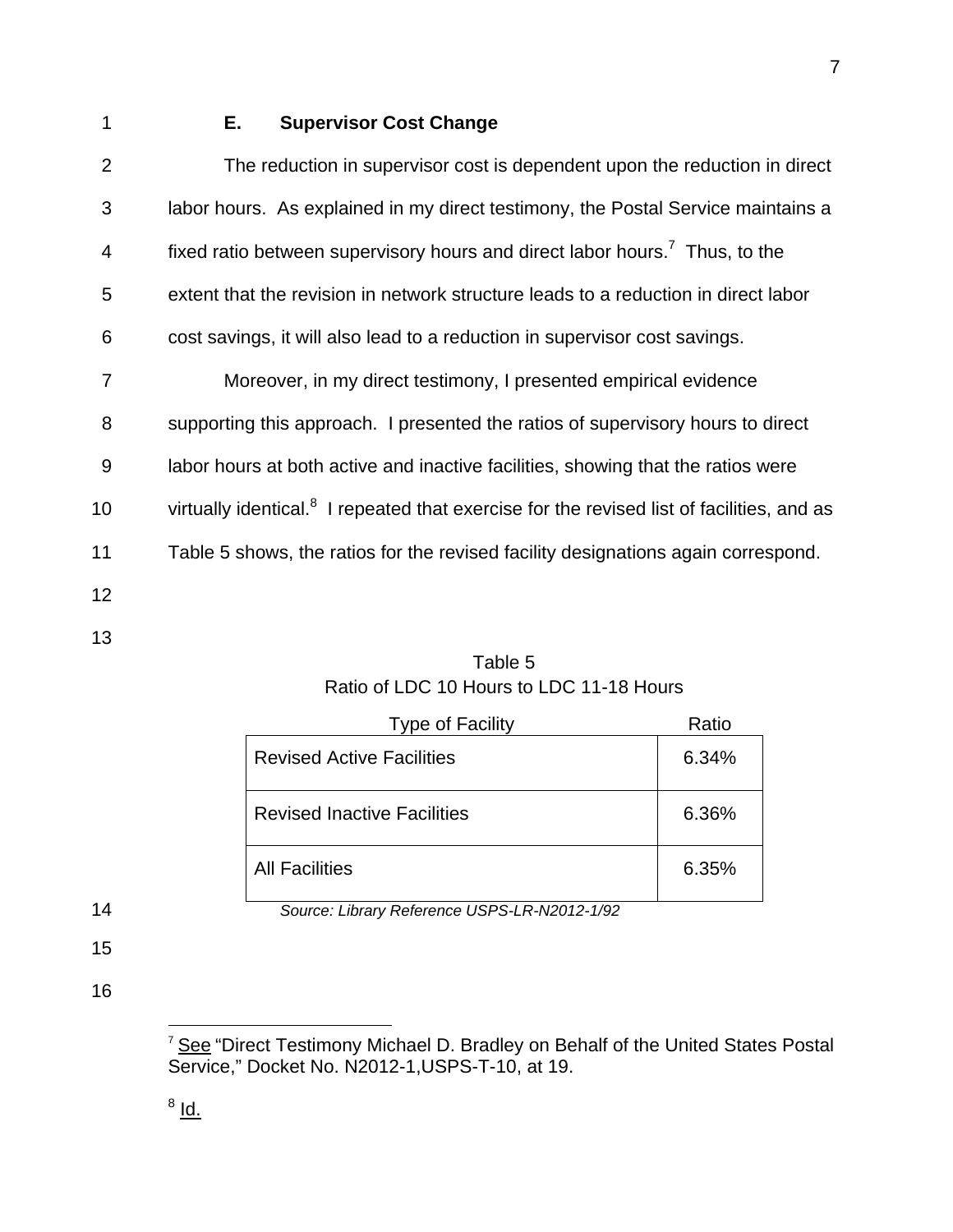### E. Supervisor Cost Change

The reduction in supervisor cost is dependent upon the reduction in direct labor hours. As explained in my direct testimony, the Postal Service maintains a fixed ratio between supervisory hours and direct labor hours.[7] Thus, to the extent that the revision in network structure leads to a reduction in direct labor cost savings, it will also lead to a reduction in supervisor cost savings.

Moreover, in my direct testimony, I presented empirical evidence supporting this approach. I presented the ratios of supervisory hours to direct labor hours at both active and inactive facilities, showing that the ratios were virtually identical.[8] I repeated that exercise for the revised list of facilities, and as Table 5 shows, the ratios for the revised facility designations again correspond.

Table 5
Ratio of LDC 10 Hours to LDC 11-18 Hours

| Type of Facility | Ratio |
|---|---|
| Revised Active Facilities | 6.34% |
| Revised Inactive Facilities | 6.36% |
| All Facilities | 6.35% |

*Source: Library Reference USPS-LR-N2012-1/92*

---

[7] See "Direct Testimony Michael D. Bradley on Behalf of the United States Postal Service," Docket No. N2012-1,USPS-T-10, at 19.

[8] Id.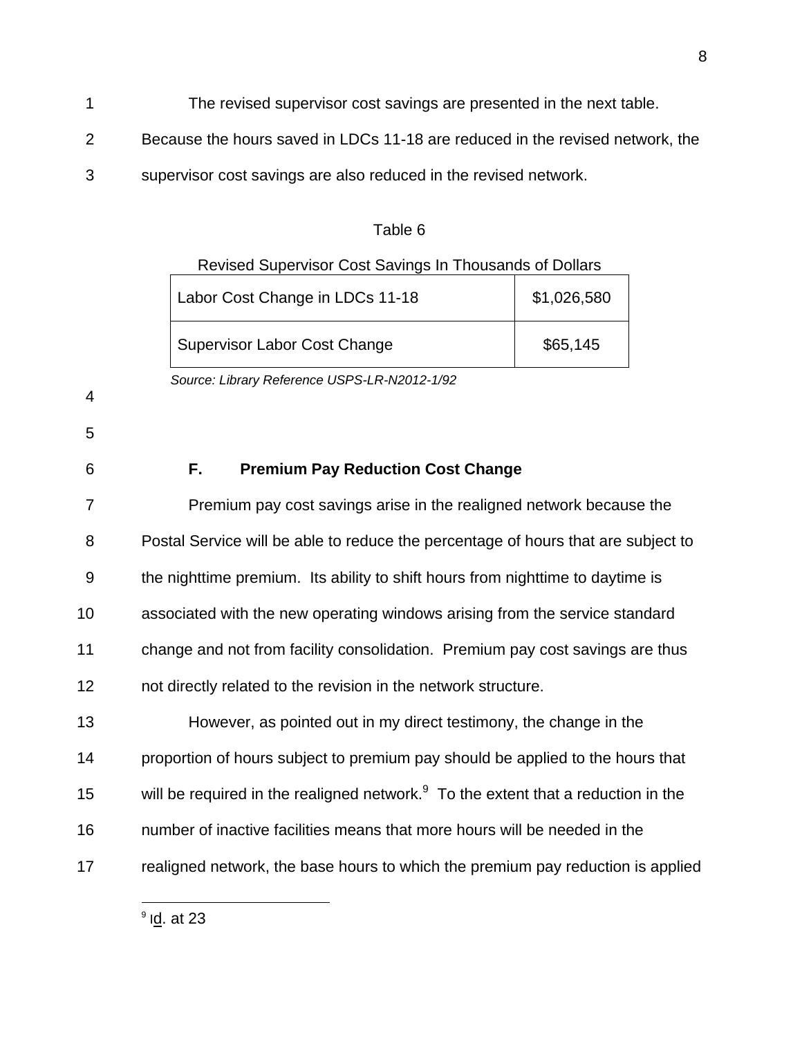The revised supervisor cost savings are presented in the next table. Because the hours saved in LDCs 11-18 are reduced in the revised network, the supervisor cost savings are also reduced in the revised network.

Table 6

Revised Supervisor Cost Savings In Thousands of Dollars

| | |
|---|---|
| Labor Cost Change in LDCs 11-18 | $1,026,580 |
| Supervisor Labor Cost Change | $65,145 |

*Source: Library Reference USPS-LR-N2012-1/92*

### F. Premium Pay Reduction Cost Change

Premium pay cost savings arise in the realigned network because the Postal Service will be able to reduce the percentage of hours that are subject to the nighttime premium. Its ability to shift hours from nighttime to daytime is associated with the new operating windows arising from the service standard change and not from facility consolidation. Premium pay cost savings are thus not directly related to the revision in the network structure.

However, as pointed out in my direct testimony, the change in the proportion of hours subject to premium pay should be applied to the hours that will be required in the realigned network.[9] To the extent that a reduction in the number of inactive facilities means that more hours will be needed in the realigned network, the base hours to which the premium pay reduction is applied

[9] Id. at 23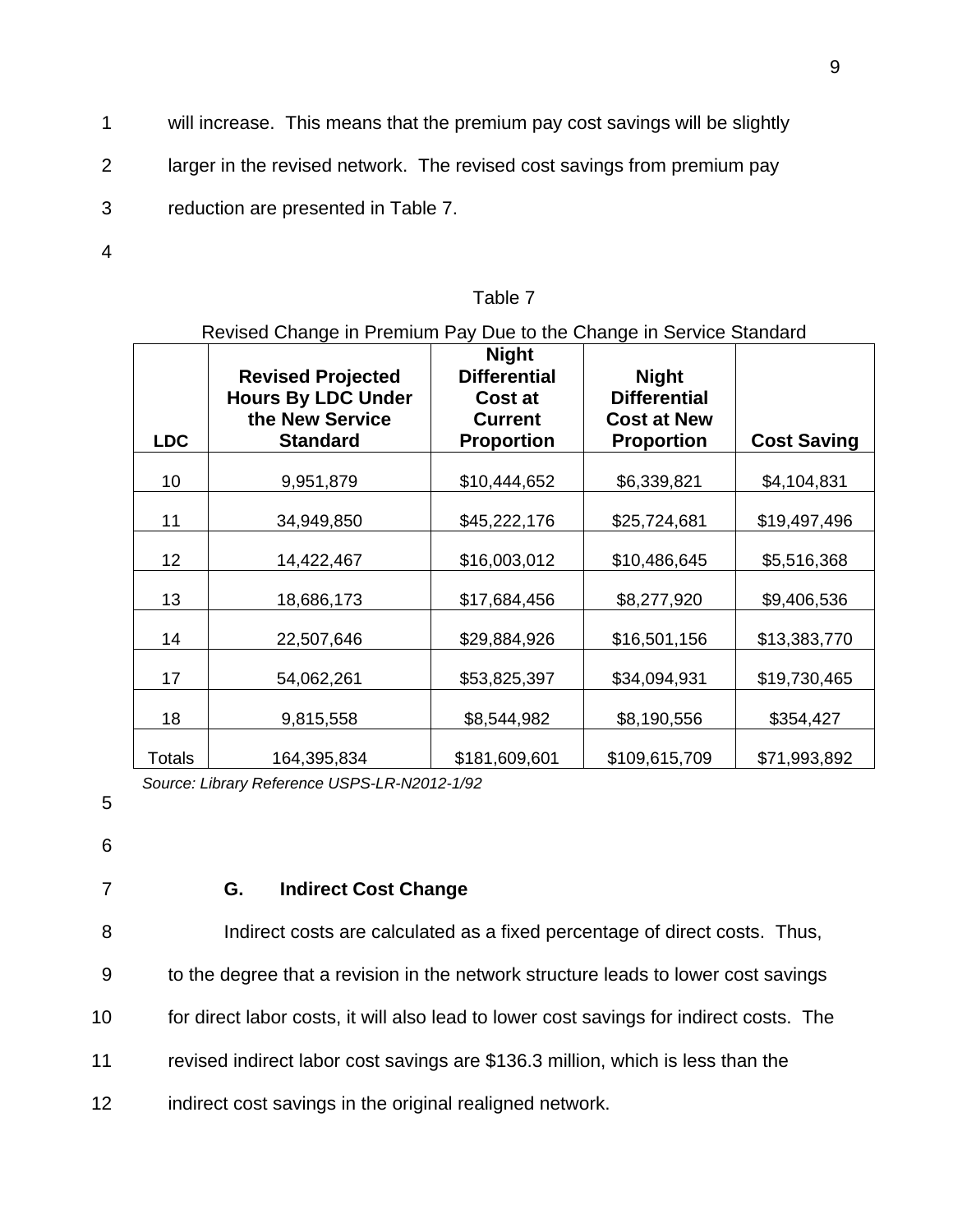will increase. This means that the premium pay cost savings will be slightly larger in the revised network. The revised cost savings from premium pay reduction are presented in Table 7.

Table 7

Revised Change in Premium Pay Due to the Change in Service Standard

| LDC | Revised Projected Hours By LDC Under the New Service Standard | Night Differential Cost at Current Proportion | Night Differential Cost at New Proportion | Cost Saving |
|---|---|---|---|---|
| 10 | 9,951,879 | $10,444,652 | $6,339,821 | $4,104,831 |
| 11 | 34,949,850 | $45,222,176 | $25,724,681 | $19,497,496 |
| 12 | 14,422,467 | $16,003,012 | $10,486,645 | $5,516,368 |
| 13 | 18,686,173 | $17,684,456 | $8,277,920 | $9,406,536 |
| 14 | 22,507,646 | $29,884,926 | $16,501,156 | $13,383,770 |
| 17 | 54,062,261 | $53,825,397 | $34,094,931 | $19,730,465 |
| 18 | 9,815,558 | $8,544,982 | $8,190,556 | $354,427 |
| Totals | 164,395,834 | $181,609,601 | $109,615,709 | $71,993,892 |

*Source: Library Reference USPS-LR-N2012-1/92*

### G. Indirect Cost Change

Indirect costs are calculated as a fixed percentage of direct costs. Thus, to the degree that a revision in the network structure leads to lower cost savings for direct labor costs, it will also lead to lower cost savings for indirect costs. The revised indirect labor cost savings are $136.3 million, which is less than the indirect cost savings in the original realigned network.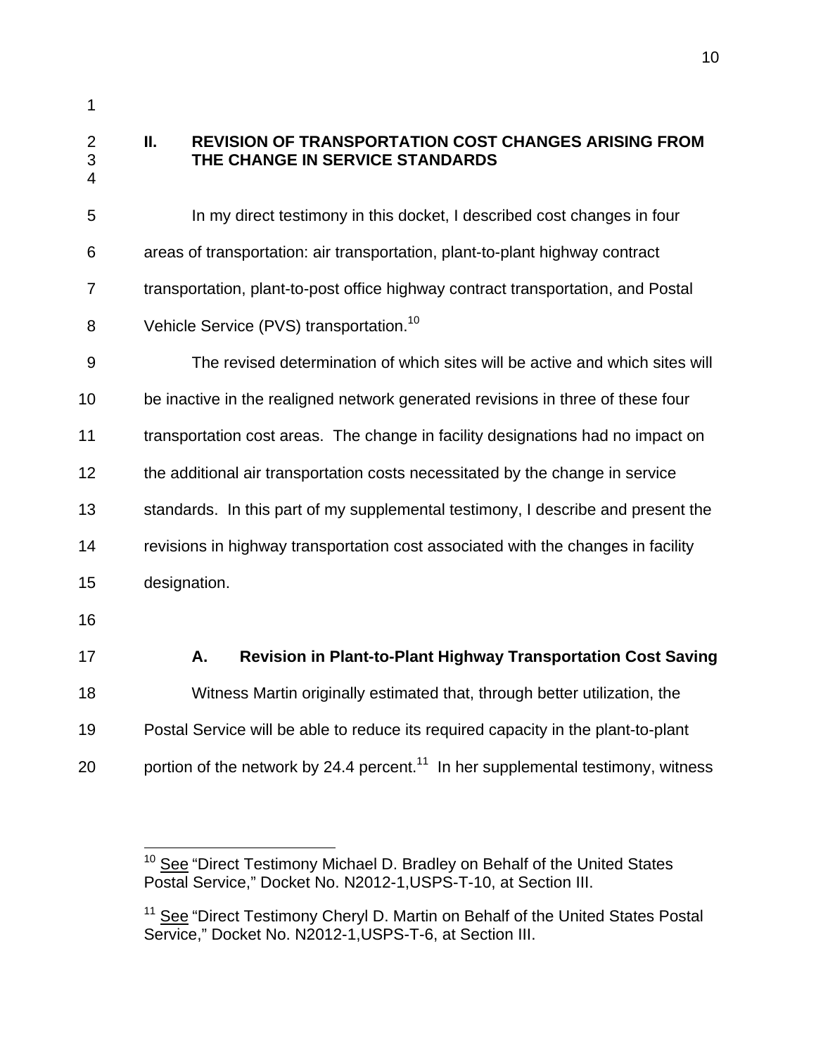## II. REVISION OF TRANSPORTATION COST CHANGES ARISING FROM THE CHANGE IN SERVICE STANDARDS

In my direct testimony in this docket, I described cost changes in four areas of transportation: air transportation, plant-to-plant highway contract transportation, plant-to-post office highway contract transportation, and Postal Vehicle Service (PVS) transportation.[10]

The revised determination of which sites will be active and which sites will be inactive in the realigned network generated revisions in three of these four transportation cost areas. The change in facility designations had no impact on the additional air transportation costs necessitated by the change in service standards. In this part of my supplemental testimony, I describe and present the revisions in highway transportation cost associated with the changes in facility designation.

### A. Revision in Plant-to-Plant Highway Transportation Cost Saving

Witness Martin originally estimated that, through better utilization, the Postal Service will be able to reduce its required capacity in the plant-to-plant portion of the network by 24.4 percent.[11] In her supplemental testimony, witness

---

[10] See "Direct Testimony Michael D. Bradley on Behalf of the United States Postal Service," Docket No. N2012-1,USPS-T-10, at Section III.

[11] See "Direct Testimony Cheryl D. Martin on Behalf of the United States Postal Service," Docket No. N2012-1,USPS-T-6, at Section III.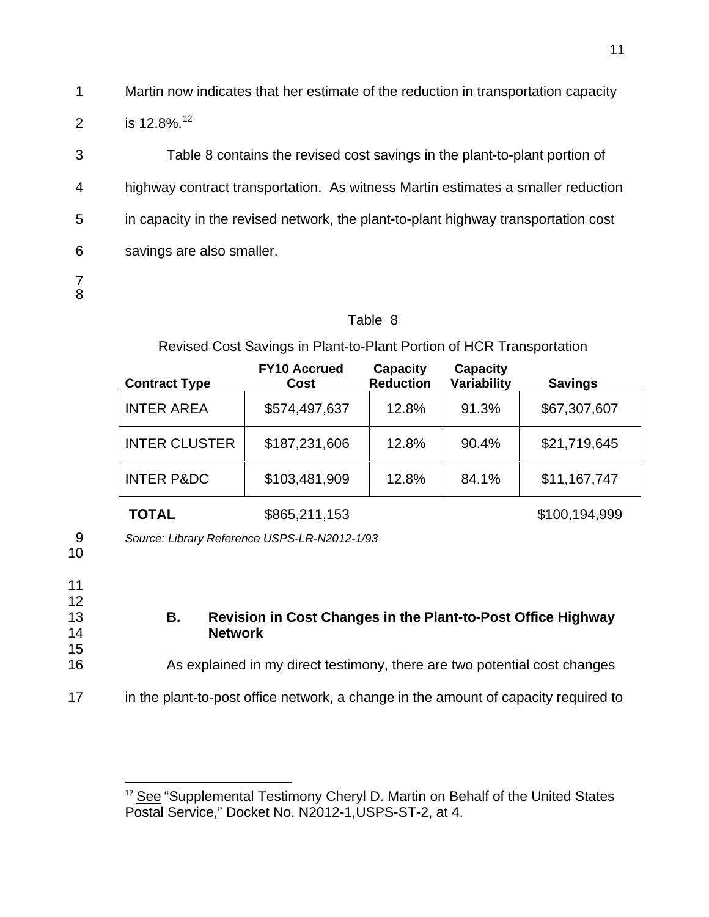Martin now indicates that her estimate of the reduction in transportation capacity is 12.8%.[12]

Table 8 contains the revised cost savings in the plant-to-plant portion of highway contract transportation. As witness Martin estimates a smaller reduction in capacity in the revised network, the plant-to-plant highway transportation cost savings are also smaller.

Table 8

Revised Cost Savings in Plant-to-Plant Portion of HCR Transportation

| Contract Type | FY10 Accrued Cost | Capacity Reduction | Capacity Variability | Savings |
|---|---|---|---|---|
| INTER AREA | $574,497,637 | 12.8% | 91.3% | $67,307,607 |
| INTER CLUSTER | $187,231,606 | 12.8% | 90.4% | $21,719,645 |
| INTER P&DC | $103,481,909 | 12.8% | 84.1% | $11,167,747 |
| **TOTAL** | $865,211,153 | | | $100,194,999 |

*Source: Library Reference USPS-LR-N2012-1/93*

### B. Revision in Cost Changes in the Plant-to-Post Office Highway Network

As explained in my direct testimony, there are two potential cost changes in the plant-to-post office network, a change in the amount of capacity required to

---

[12] See "Supplemental Testimony Cheryl D. Martin on Behalf of the United States Postal Service," Docket No. N2012-1,USPS-ST-2, at 4.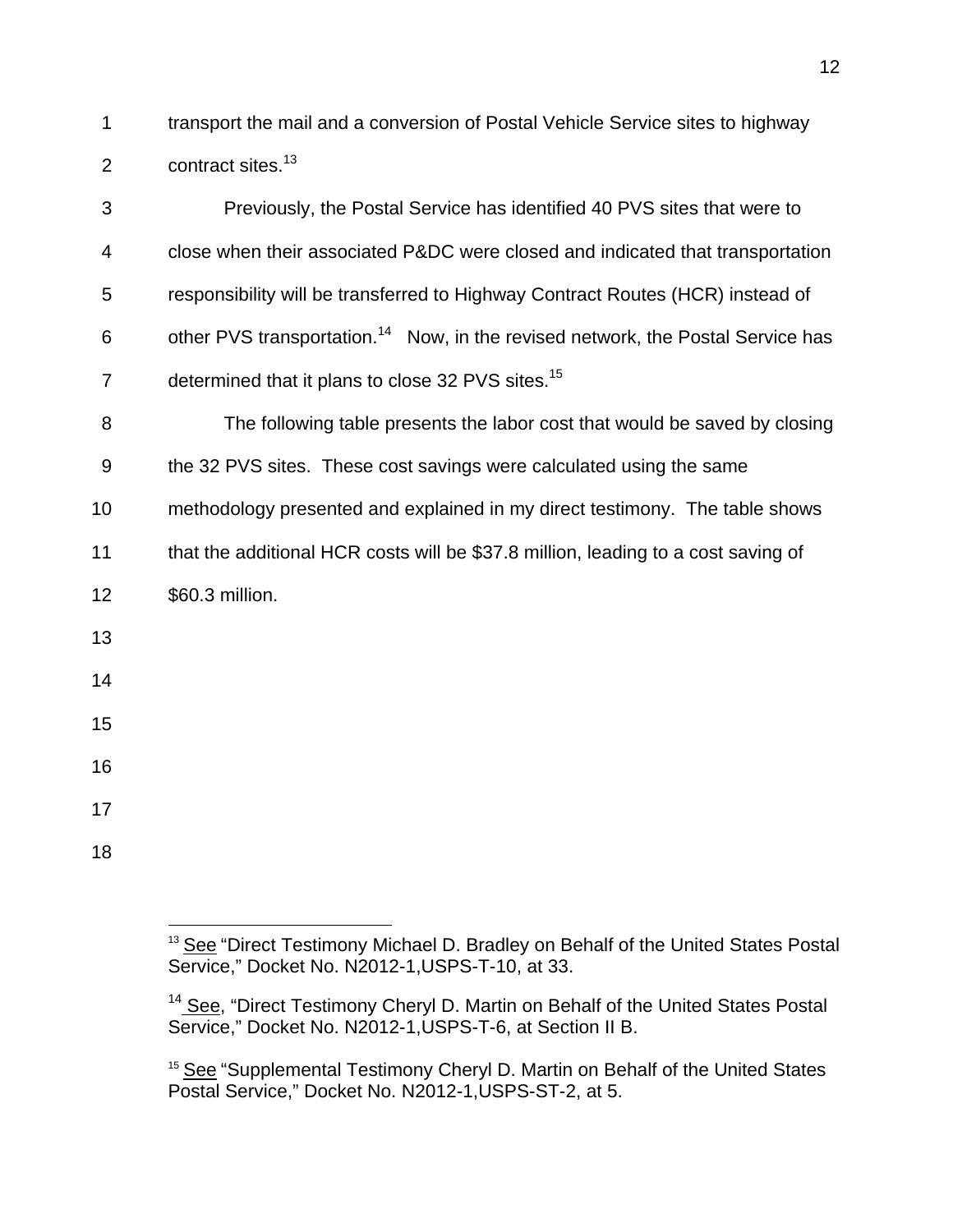transport the mail and a conversion of Postal Vehicle Service sites to highway contract sites.[13]

Previously, the Postal Service has identified 40 PVS sites that were to close when their associated P&DC were closed and indicated that transportation responsibility will be transferred to Highway Contract Routes (HCR) instead of other PVS transportation.[14] Now, in the revised network, the Postal Service has determined that it plans to close 32 PVS sites.[15]

The following table presents the labor cost that would be saved by closing the 32 PVS sites. These cost savings were calculated using the same methodology presented and explained in my direct testimony. The table shows that the additional HCR costs will be $37.8 million, leading to a cost saving of $60.3 million.

---

[13] See "Direct Testimony Michael D. Bradley on Behalf of the United States Postal Service," Docket No. N2012-1,USPS-T-10, at 33.

[14] See, "Direct Testimony Cheryl D. Martin on Behalf of the United States Postal Service," Docket No. N2012-1,USPS-T-6, at Section II B.

[15] See "Supplemental Testimony Cheryl D. Martin on Behalf of the United States Postal Service," Docket No. N2012-1,USPS-ST-2, at 5.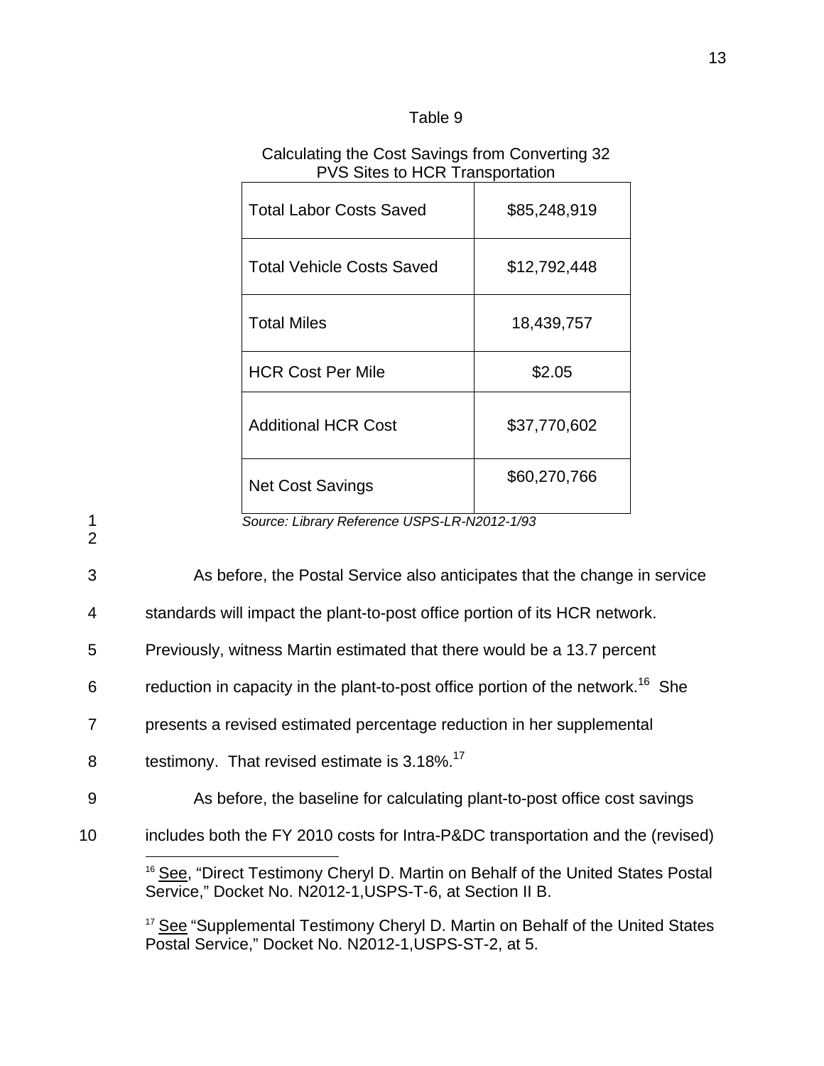Table 9

Calculating the Cost Savings from Converting 32 PVS Sites to HCR Transportation

| | |
|---|---|
| Total Labor Costs Saved | $85,248,919 |
| Total Vehicle Costs Saved | $12,792,448 |
| Total Miles | 18,439,757 |
| HCR Cost Per Mile | $2.05 |
| Additional HCR Cost | $37,770,602 |
| Net Cost Savings | $60,270,766 |

*Source: Library Reference USPS-LR-N2012-1/93*

As before, the Postal Service also anticipates that the change in service standards will impact the plant-to-post office portion of its HCR network. Previously, witness Martin estimated that there would be a 13.7 percent reduction in capacity in the plant-to-post office portion of the network.[16] She presents a revised estimated percentage reduction in her supplemental testimony. That revised estimate is 3.18%.[17]

As before, the baseline for calculating plant-to-post office cost savings includes both the FY 2010 costs for Intra-P&DC transportation and the (revised)

---

[16] See, "Direct Testimony Cheryl D. Martin on Behalf of the United States Postal Service," Docket No. N2012-1,USPS-T-6, at Section II B.

[17] See "Supplemental Testimony Cheryl D. Martin on Behalf of the United States Postal Service," Docket No. N2012-1,USPS-ST-2, at 5.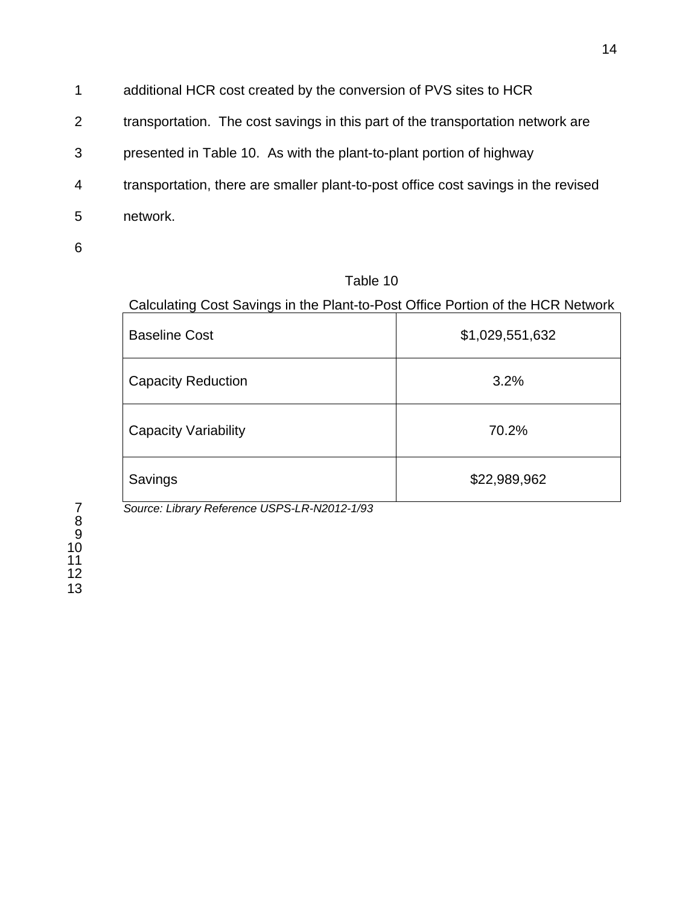additional HCR cost created by the conversion of PVS sites to HCR transportation. The cost savings in this part of the transportation network are presented in Table 10. As with the plant-to-plant portion of highway transportation, there are smaller plant-to-post office cost savings in the revised network.

Table 10

Calculating Cost Savings in the Plant-to-Post Office Portion of the HCR Network

| Baseline Cost | $1,029,551,632 |
|---|---|
| Capacity Reduction | 3.2% |
| Capacity Variability | 70.2% |
| Savings | $22,989,962 |

*Source: Library Reference USPS-LR-N2012-1/93*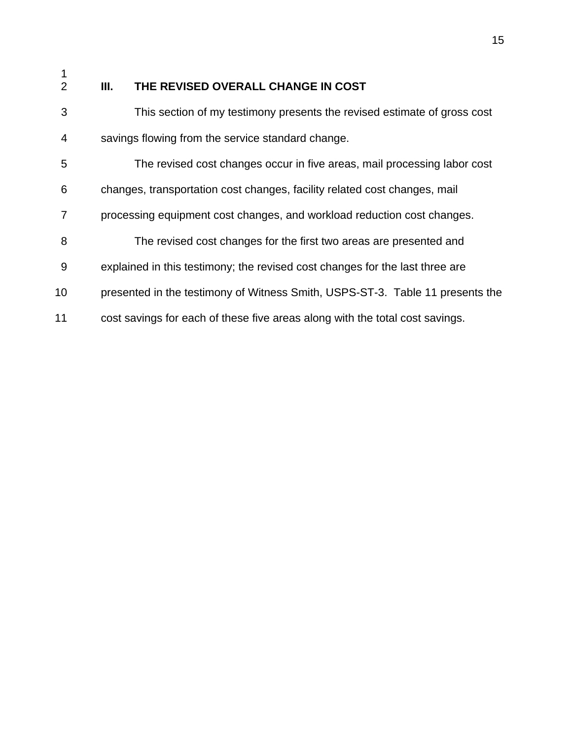## III. THE REVISED OVERALL CHANGE IN COST

This section of my testimony presents the revised estimate of gross cost savings flowing from the service standard change.

The revised cost changes occur in five areas, mail processing labor cost changes, transportation cost changes, facility related cost changes, mail processing equipment cost changes, and workload reduction cost changes.

The revised cost changes for the first two areas are presented and explained in this testimony; the revised cost changes for the last three are presented in the testimony of Witness Smith, USPS-ST-3. Table 11 presents the cost savings for each of these five areas along with the total cost savings.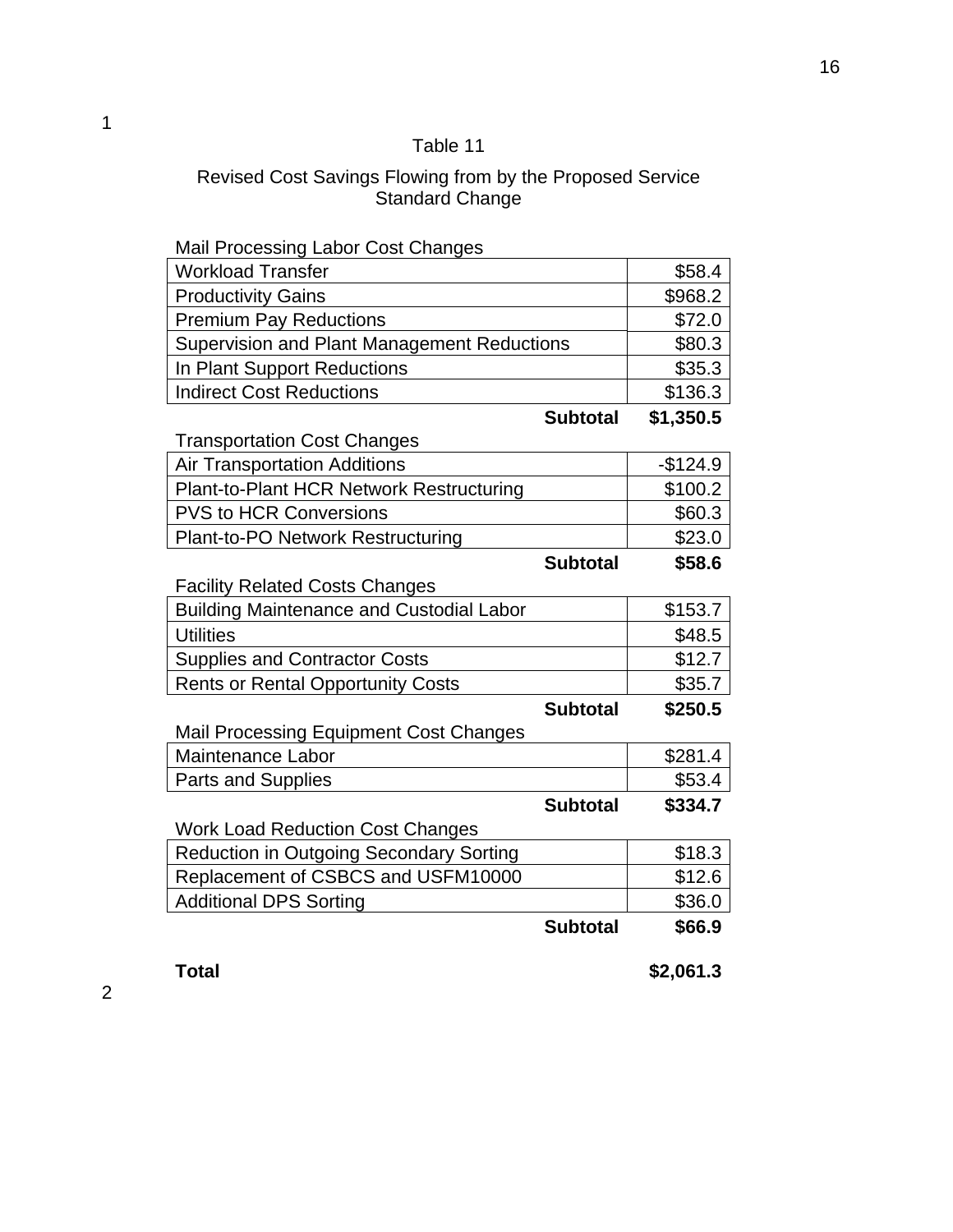Table 11

Revised Cost Savings Flowing from by the Proposed Service Standard Change

| | |
|---|---|
| **Mail Processing Labor Cost Changes** | |
| Workload Transfer | $58.4 |
| Productivity Gains | $968.2 |
| Premium Pay Reductions | $72.0 |
| Supervision and Plant Management Reductions | $80.3 |
| In Plant Support Reductions | $35.3 |
| Indirect Cost Reductions | $136.3 |
| **Subtotal** | **$1,350.5** |
| **Transportation Cost Changes** | |
| Air Transportation Additions | -$124.9 |
| Plant-to-Plant HCR Network Restructuring | $100.2 |
| PVS to HCR Conversions | $60.3 |
| Plant-to-PO Network Restructuring | $23.0 |
| **Subtotal** | **$58.6** |
| **Facility Related Costs Changes** | |
| Building Maintenance and Custodial Labor | $153.7 |
| Utilities | $48.5 |
| Supplies and Contractor Costs | $12.7 |
| Rents or Rental Opportunity Costs | $35.7 |
| **Subtotal** | **$250.5** |
| **Mail Processing Equipment Cost Changes** | |
| Maintenance Labor | $281.4 |
| Parts and Supplies | $53.4 |
| **Subtotal** | **$334.7** |
| **Work Load Reduction Cost Changes** | |
| Reduction in Outgoing Secondary Sorting | $18.3 |
| Replacement of CSBCS and USFM10000 | $12.6 |
| Additional DPS Sorting | $36.0 |
| **Subtotal** | **$66.9** |
| **Total** | **$2,061.3** |